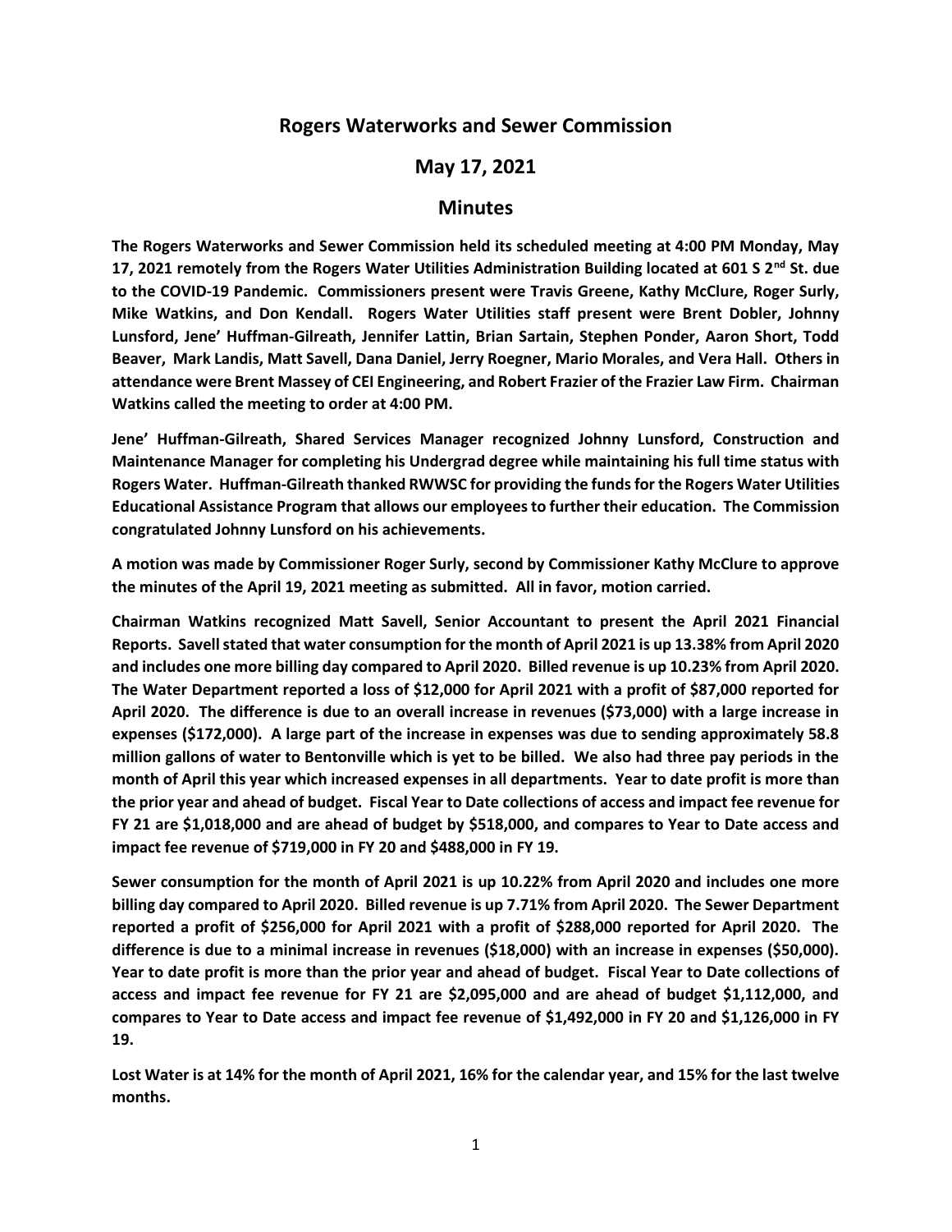# Rogers Waterworks and Sewer Commission

## May 17, 2021

## Minutes

**The Rogers Waterworks and Sewer Commission held its scheduled meeting at 4:00 PM Monday, May 17, 2021 remotely from the Rogers Water Utilities Administration Building located at 601 S 2nd St. due to the COVID-19 Pandemic. Commissioners present were Travis Greene, Kathy McClure, Roger Surly, Mike Watkins, and Don Kendall. Rogers Water Utilities staff present were Brent Dobler, Johnny Lunsford, Jene' Huffman-Gilreath, Jennifer Lattin, Brian Sartain, Stephen Ponder, Aaron Short, Todd Beaver, Mark Landis, Matt Savell, Dana Daniel, Jerry Roegner, Mario Morales, and Vera Hall. Others in attendance were Brent Massey of CEI Engineering, and Robert Frazier of the Frazier Law Firm. Chairman Watkins called the meeting to order at 4:00 PM.**

**Jene' Huffman-Gilreath, Shared Services Manager recognized Johnny Lunsford, Construction and Maintenance Manager for completing his Undergrad degree while maintaining his full time status with Rogers Water. Huffman-Gilreath thanked RWWSC for providing the funds for the Rogers Water Utilities Educational Assistance Program that allows our employees to further their education. The Commission congratulated Johnny Lunsford on his achievements.**

**A motion was made by Commissioner Roger Surly, second by Commissioner Kathy McClure to approve the minutes of the April 19, 2021 meeting as submitted. All in favor, motion carried.**

**Chairman Watkins recognized Matt Savell, Senior Accountant to present the April 2021 Financial Reports. Savell stated that water consumption for the month of April 2021 is up 13.38% from April 2020 and includes one more billing day compared to April 2020. Billed revenue is up 10.23% from April 2020. The Water Department reported a loss of $12,000 for April 2021 with a profit of $87,000 reported for April 2020. The difference is due to an overall increase in revenues ($73,000) with a large increase in expenses ($172,000). A large part of the increase in expenses was due to sending approximately 58.8 million gallons of water to Bentonville which is yet to be billed. We also had three pay periods in the month of April this year which increased expenses in all departments. Year to date profit is more than the prior year and ahead of budget. Fiscal Year to Date collections of access and impact fee revenue for FY 21 are $1,018,000 and are ahead of budget by $518,000, and compares to Year to Date access and impact fee revenue of $719,000 in FY 20 and $488,000 in FY 19.**

**Sewer consumption for the month of April 2021 is up 10.22% from April 2020 and includes one more billing day compared to April 2020. Billed revenue is up 7.71% from April 2020. The Sewer Department reported a profit of $256,000 for April 2021 with a profit of $288,000 reported for April 2020. The difference is due to a minimal increase in revenues ($18,000) with an increase in expenses ($50,000). Year to date profit is more than the prior year and ahead of budget. Fiscal Year to Date collections of access and impact fee revenue for FY 21 are $2,095,000 and are ahead of budget $1,112,000, and compares to Year to Date access and impact fee revenue of $1,492,000 in FY 20 and $1,126,000 in FY 19.**

**Lost Water is at 14% for the month of April 2021, 16% for the calendar year, and 15% for the last twelve months.**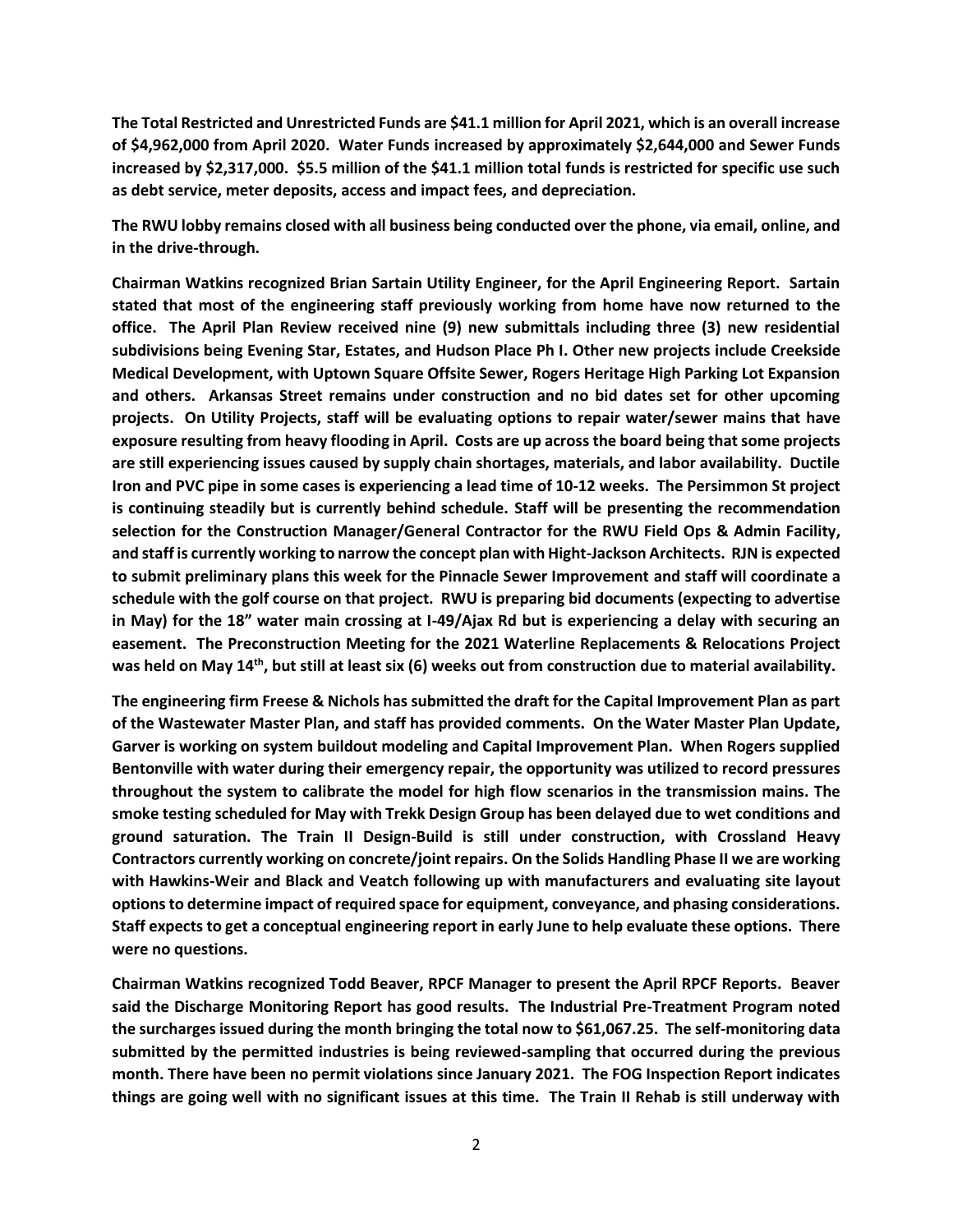**The Total Restricted and Unrestricted Funds are $41.1 million for April 2021, which is an overall increase of $4,962,000 from April 2020. Water Funds increased by approximately $2,644,000 and Sewer Funds increased by $2,317,000. $5.5 million of the $41.1 million total funds is restricted for specific use such as debt service, meter deposits, access and impact fees, and depreciation.**

**The RWU lobby remains closed with all business being conducted over the phone, via email, online, and in the drive-through.**

**Chairman Watkins recognized Brian Sartain Utility Engineer, for the April Engineering Report. Sartain stated that most of the engineering staff previously working from home have now returned to the office. The April Plan Review received nine (9) new submittals including three (3) new residential subdivisions being Evening Star, Estates, and Hudson Place Ph I. Other new projects include Creekside Medical Development, with Uptown Square Offsite Sewer, Rogers Heritage High Parking Lot Expansion and others. Arkansas Street remains under construction and no bid dates set for other upcoming projects. On Utility Projects, staff will be evaluating options to repair water/sewer mains that have exposure resulting from heavy flooding in April. Costs are up across the board being that some projects are still experiencing issues caused by supply chain shortages, materials, and labor availability. Ductile Iron and PVC pipe in some cases is experiencing a lead time of 10-12 weeks. The Persimmon St project is continuing steadily but is currently behind schedule. Staff will be presenting the recommendation selection for the Construction Manager/General Contractor for the RWU Field Ops & Admin Facility, and staff is currently working to narrow the concept plan with Hight-Jackson Architects. RJN is expected to submit preliminary plans this week for the Pinnacle Sewer Improvement and staff will coordinate a schedule with the golf course on that project. RWU is preparing bid documents (expecting to advertise in May) for the 18" water main crossing at I-49/Ajax Rd but is experiencing a delay with securing an easement. The Preconstruction Meeting for the 2021 Waterline Replacements & Relocations Project was held on May 14th, but still at least six (6) weeks out from construction due to material availability.**

**The engineering firm Freese & Nichols has submitted the draft for the Capital Improvement Plan as part of the Wastewater Master Plan, and staff has provided comments. On the Water Master Plan Update, Garver is working on system buildout modeling and Capital Improvement Plan. When Rogers supplied Bentonville with water during their emergency repair, the opportunity was utilized to record pressures throughout the system to calibrate the model for high flow scenarios in the transmission mains. The smoke testing scheduled for May with Trekk Design Group has been delayed due to wet conditions and ground saturation. The Train II Design-Build is still under construction, with Crossland Heavy Contractors currently working on concrete/joint repairs. On the Solids Handling Phase II we are working with Hawkins-Weir and Black and Veatch following up with manufacturers and evaluating site layout options to determine impact of required space for equipment, conveyance, and phasing considerations. Staff expects to get a conceptual engineering report in early June to help evaluate these options. There were no questions.**

**Chairman Watkins recognized Todd Beaver, RPCF Manager to present the April RPCF Reports. Beaver said the Discharge Monitoring Report has good results. The Industrial Pre-Treatment Program noted the surcharges issued during the month bringing the total now to $61,067.25. The self-monitoring data submitted by the permitted industries is being reviewed-sampling that occurred during the previous month. There have been no permit violations since January 2021. The FOG Inspection Report indicates things are going well with no significant issues at this time. The Train II Rehab is still underway with**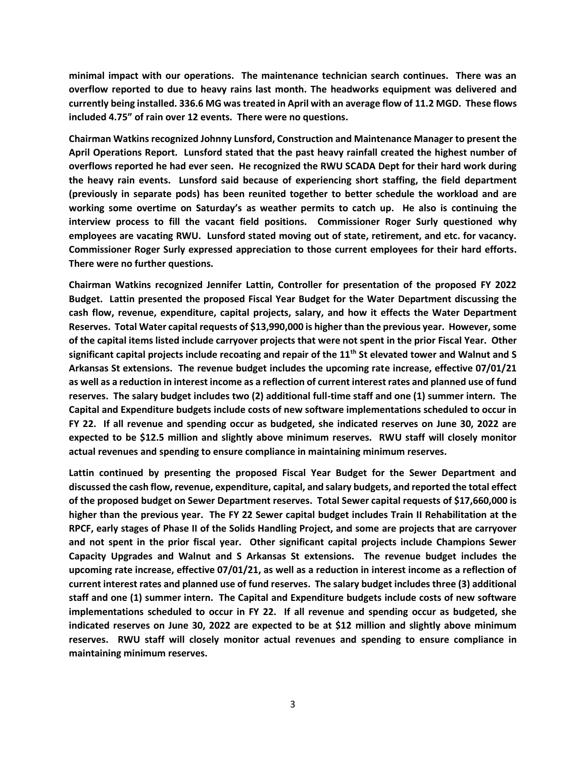**minimal impact with our operations. The maintenance technician search continues. There was an overflow reported to due to heavy rains last month. The headworks equipment was delivered and currently being installed. 336.6 MG was treated in April with an average flow of 11.2 MGD. These flows included 4.75" of rain over 12 events. There were no questions.**

**Chairman Watkins recognized Johnny Lunsford, Construction and Maintenance Manager to present the April Operations Report. Lunsford stated that the past heavy rainfall created the highest number of overflows reported he had ever seen. He recognized the RWU SCADA Dept for their hard work during the heavy rain events. Lunsford said because of experiencing short staffing, the field department (previously in separate pods) has been reunited together to better schedule the workload and are working some overtime on Saturday's as weather permits to catch up. He also is continuing the interview process to fill the vacant field positions. Commissioner Roger Surly questioned why employees are vacating RWU. Lunsford stated moving out of state, retirement, and etc. for vacancy. Commissioner Roger Surly expressed appreciation to those current employees for their hard efforts. There were no further questions.**

**Chairman Watkins recognized Jennifer Lattin, Controller for presentation of the proposed FY 2022 Budget. Lattin presented the proposed Fiscal Year Budget for the Water Department discussing the cash flow, revenue, expenditure, capital projects, salary, and how it effects the Water Department Reserves. Total Water capital requests of $13,990,000 is higher than the previous year. However, some of the capital items listed include carryover projects that were not spent in the prior Fiscal Year. Other significant capital projects include recoating and repair of the 11th St elevated tower and Walnut and S Arkansas St extensions. The revenue budget includes the upcoming rate increase, effective 07/01/21 as well as a reduction in interest income as a reflection of current interest rates and planned use of fund reserves. The salary budget includes two (2) additional full-time staff and one (1) summer intern. The Capital and Expenditure budgets include costs of new software implementations scheduled to occur in FY 22. If all revenue and spending occur as budgeted, she indicated reserves on June 30, 2022 are expected to be $12.5 million and slightly above minimum reserves. RWU staff will closely monitor actual revenues and spending to ensure compliance in maintaining minimum reserves.**

**Lattin continued by presenting the proposed Fiscal Year Budget for the Sewer Department and discussed the cash flow, revenue, expenditure, capital, and salary budgets, and reported the total effect of the proposed budget on Sewer Department reserves. Total Sewer capital requests of $17,660,000 is higher than the previous year. The FY 22 Sewer capital budget includes Train II Rehabilitation at the RPCF, early stages of Phase II of the Solids Handling Project, and some are projects that are carryover and not spent in the prior fiscal year. Other significant capital projects include Champions Sewer Capacity Upgrades and Walnut and S Arkansas St extensions. The revenue budget includes the upcoming rate increase, effective 07/01/21, as well as a reduction in interest income as a reflection of current interest rates and planned use of fund reserves. The salary budget includes three (3) additional staff and one (1) summer intern. The Capital and Expenditure budgets include costs of new software implementations scheduled to occur in FY 22. If all revenue and spending occur as budgeted, she indicated reserves on June 30, 2022 are expected to be at $12 million and slightly above minimum reserves. RWU staff will closely monitor actual revenues and spending to ensure compliance in maintaining minimum reserves.**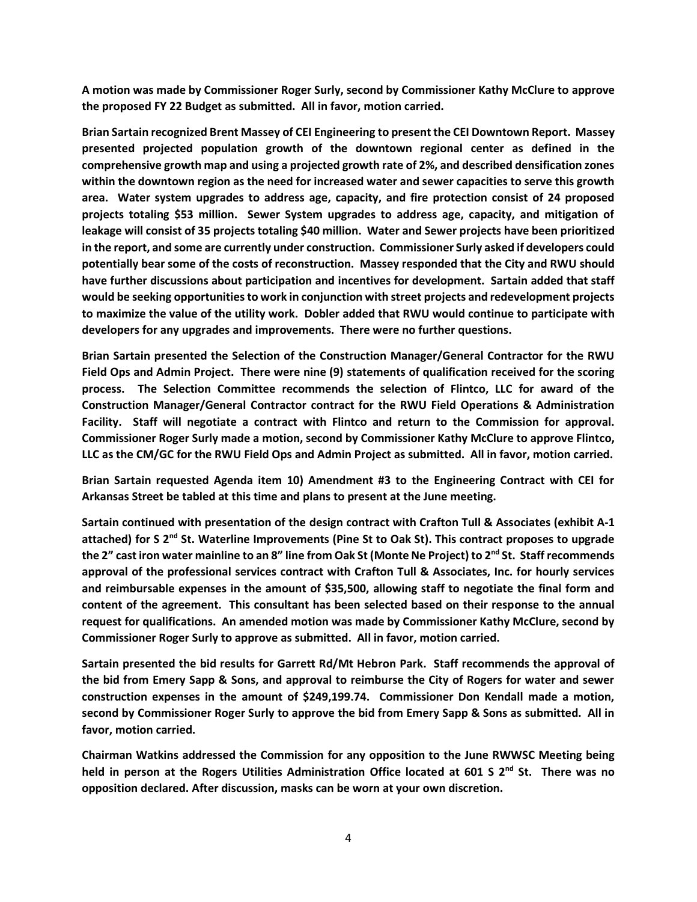**A motion was made by Commissioner Roger Surly, second by Commissioner Kathy McClure to approve the proposed FY 22 Budget as submitted. All in favor, motion carried.**

**Brian Sartain recognized Brent Massey of CEI Engineering to present the CEI Downtown Report. Massey presented projected population growth of the downtown regional center as defined in the comprehensive growth map and using a projected growth rate of 2%, and described densification zones within the downtown region as the need for increased water and sewer capacities to serve this growth area. Water system upgrades to address age, capacity, and fire protection consist of 24 proposed projects totaling $53 million. Sewer System upgrades to address age, capacity, and mitigation of leakage will consist of 35 projects totaling $40 million. Water and Sewer projects have been prioritized in the report, and some are currently under construction. Commissioner Surly asked if developers could potentially bear some of the costs of reconstruction. Massey responded that the City and RWU should have further discussions about participation and incentives for development. Sartain added that staff would be seeking opportunities to work in conjunction with street projects and redevelopment projects to maximize the value of the utility work. Dobler added that RWU would continue to participate with developers for any upgrades and improvements. There were no further questions.**

**Brian Sartain presented the Selection of the Construction Manager/General Contractor for the RWU Field Ops and Admin Project. There were nine (9) statements of qualification received for the scoring process. The Selection Committee recommends the selection of Flintco, LLC for award of the Construction Manager/General Contractor contract for the RWU Field Operations & Administration Facility. Staff will negotiate a contract with Flintco and return to the Commission for approval. Commissioner Roger Surly made a motion, second by Commissioner Kathy McClure to approve Flintco, LLC as the CM/GC for the RWU Field Ops and Admin Project as submitted. All in favor, motion carried.**

**Brian Sartain requested Agenda item 10) Amendment #3 to the Engineering Contract with CEI for Arkansas Street be tabled at this time and plans to present at the June meeting.**

**Sartain continued with presentation of the design contract with Crafton Tull & Associates (exhibit A-1 attached) for S 2nd St. Waterline Improvements (Pine St to Oak St). This contract proposes to upgrade the 2" cast iron water mainline to an 8" line from Oak St (Monte Ne Project) to 2nd St. Staff recommends approval of the professional services contract with Crafton Tull & Associates, Inc. for hourly services and reimbursable expenses in the amount of $35,500, allowing staff to negotiate the final form and content of the agreement. This consultant has been selected based on their response to the annual request for qualifications. An amended motion was made by Commissioner Kathy McClure, second by Commissioner Roger Surly to approve as submitted. All in favor, motion carried.**

**Sartain presented the bid results for Garrett Rd/Mt Hebron Park. Staff recommends the approval of the bid from Emery Sapp & Sons, and approval to reimburse the City of Rogers for water and sewer construction expenses in the amount of $249,199.74. Commissioner Don Kendall made a motion, second by Commissioner Roger Surly to approve the bid from Emery Sapp & Sons as submitted. All in favor, motion carried.**

**Chairman Watkins addressed the Commission for any opposition to the June RWWSC Meeting being held in person at the Rogers Utilities Administration Office located at 601 S 2nd St. There was no opposition declared. After discussion, masks can be worn at your own discretion.**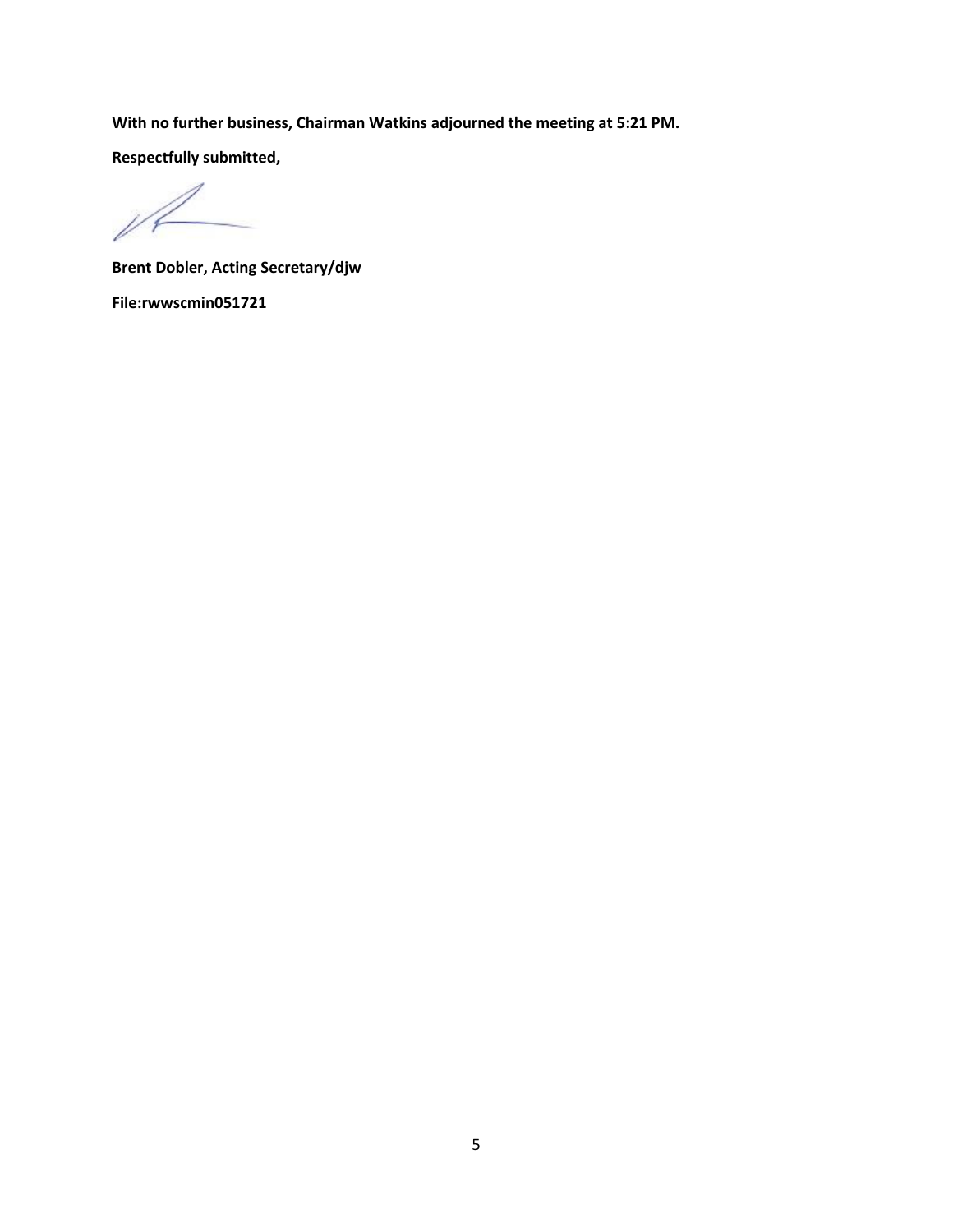**With no further business, Chairman Watkins adjourned the meeting at 5:21 PM.**

**Respectfully submitted,**

**Brent Dobler, Acting Secretary/djw**

**File:rwwscmin051721**